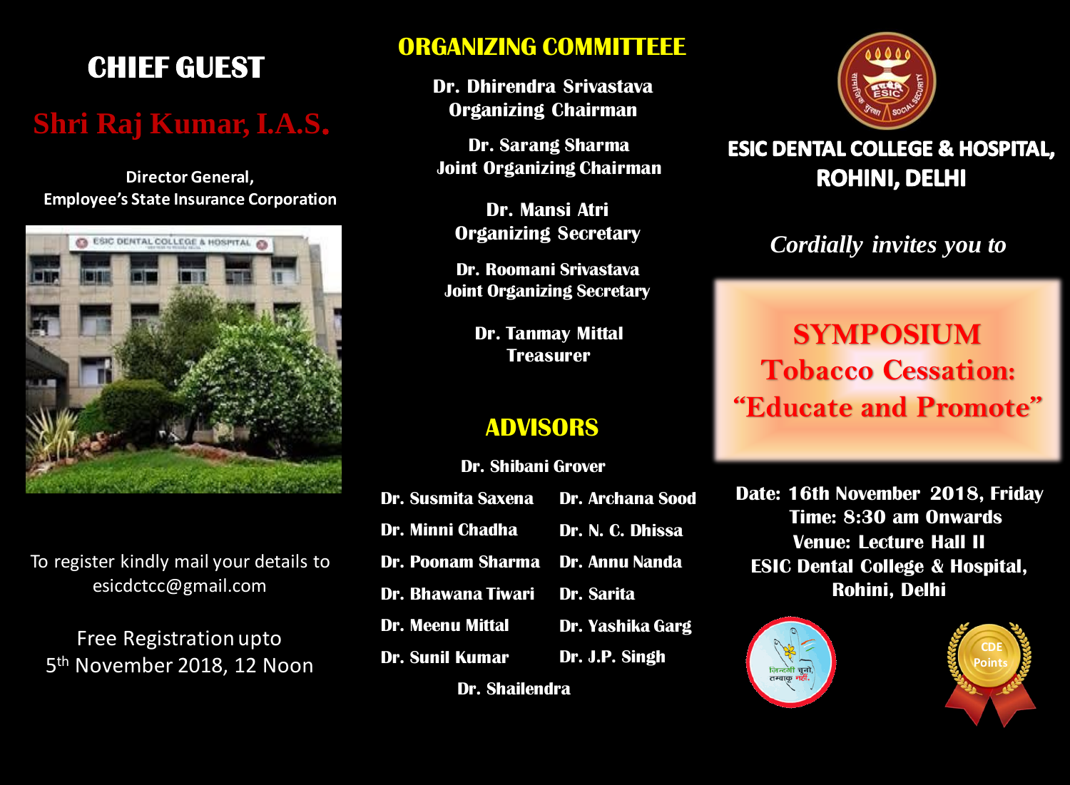# CHIEF GUEST

## Shri Raj Kumar, I.A.S.

**Director General,**
**Employee's State Insurance Corporation**

To register kindly mail your details to esicdctcc@gmail.com

Free Registration upto 5th November 2018, 12 Noon

## ORGANIZING COMMITTEEE

**Dr. Dhirendra Srivastava**
**Organizing Chairman**

**Dr. Sarang Sharma**
**Joint Organizing Chairman**

**Dr. Mansi Atri**
**Organizing Secretary**

**Dr. Roomani Srivastava**
**Joint Organizing Secretary**

**Dr. Tanmay Mittal**
**Treasurer**

## ADVISORS

**Dr. Shibani Grover**

| | |
|---|---|
| **Dr. Susmita Saxena** | **Dr. Archana Sood** |
| **Dr. Minni Chadha** | **Dr. N. C. Dhissa** |
| **Dr. Poonam Sharma** | **Dr. Annu Nanda** |
| **Dr. Bhawana Tiwari** | **Dr. Sarita** |
| **Dr. Meenu Mittal** | **Dr. Yashika Garg** |
| **Dr. Sunil Kumar** | **Dr. J.P. Singh** |

**Dr. Shailendra**

## ESIC DENTAL COLLEGE & HOSPITAL, ROHINI, DELHI

*Cordially invites you to*

# SYMPOSIUM
# Tobacco Cessation: "Educate and Promote"

**Date: 16th November 2018, Friday**
**Time: 8:30 am Onwards**
**Venue: Lecture Hall II**
**ESIC Dental College & Hospital,**
**Rohini, Delhi**

जिन्दगी चुनो, तम्बाकू नहीं।

CDE Points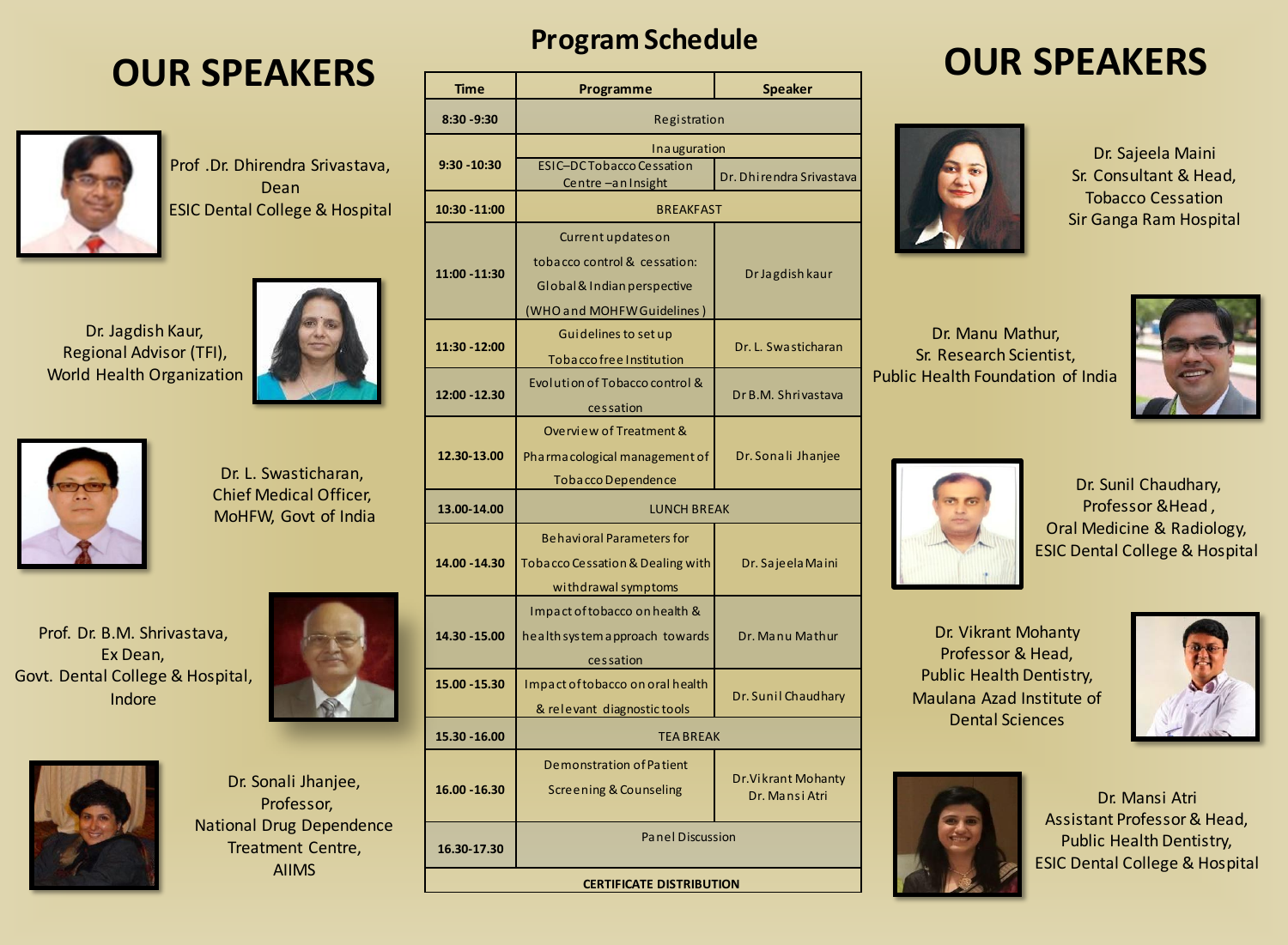# OUR SPEAKERS

Prof .Dr. Dhirendra Srivastava,
Dean
ESIC Dental College & Hospital

Dr. Jagdish Kaur,
Regional Advisor (TFI),
World Health Organization

Dr. L. Swasticharan,
Chief Medical Officer,
MoHFW, Govt of India

Prof. Dr. B.M. Shrivastava,
Ex Dean,
Govt. Dental College & Hospital,
Indore

Dr. Sonali Jhanjee,
Professor,
National Drug Dependence
Treatment Centre,
AIIMS

# Program Schedule

| Time | Programme | Speaker |
|---|---|---|
| 8:30 -9:30 | Registration | |
| 9:30 -10:30 | Inauguration | |
| | ESIC–DC Tobacco Cessation Centre –an Insight | Dr. Dhirendra Srivastava |
| 10:30 -11:00 | BREAKFAST | |
| 11:00 -11:30 | Current updates on tobacco control & cessation: Global & Indian perspective (WHO and MOHFW Guidelines ) | Dr Jagdish kaur |
| 11:30 -12:00 | Guidelines to set up Tobacco free Institution | Dr. L. Swasticharan |
| 12:00 -12.30 | Evolution of Tobacco control & cessation | Dr B.M. Shrivastava |
| 12.30-13.00 | Overview of Treatment & Pharmacological management of Tobacco Dependence | Dr. Sonali Jhanjee |
| 13.00-14.00 | LUNCH BREAK | |
| 14.00 -14.30 | Behavioral Parameters for Tobacco Cessation & Dealing with withdrawal symptoms | Dr. Sajeela Maini |
| 14.30 -15.00 | Impact of tobacco on health & health system approach towards cessation | Dr. Manu Mathur |
| 15.00 -15.30 | Impact of tobacco on oral health & relevant diagnostic tools | Dr. Sunil Chaudhary |
| 15.30 -16.00 | TEA BREAK | |
| 16.00 -16.30 | Demonstration of Patient Screening & Counseling | Dr.Vikrant Mohanty<br>Dr. Mansi Atri |
| 16.30-17.30 | Panel Discussion | |
| | **CERTIFICATE DISTRIBUTION** | |

# OUR SPEAKERS

Dr. Sajeela Maini
Sr. Consultant & Head,
Tobacco Cessation
Sir Ganga Ram Hospital

Dr. Manu Mathur,
Sr. Research Scientist,
Public Health Foundation of India

Dr. Sunil Chaudhary,
Professor &Head ,
Oral Medicine & Radiology,
ESIC Dental College & Hospital

Dr. Vikrant Mohanty
Professor & Head,
Public Health Dentistry,
Maulana Azad Institute of
Dental Sciences

Dr. Mansi Atri
Assistant Professor & Head,
Public Health Dentistry,
ESIC Dental College & Hospital